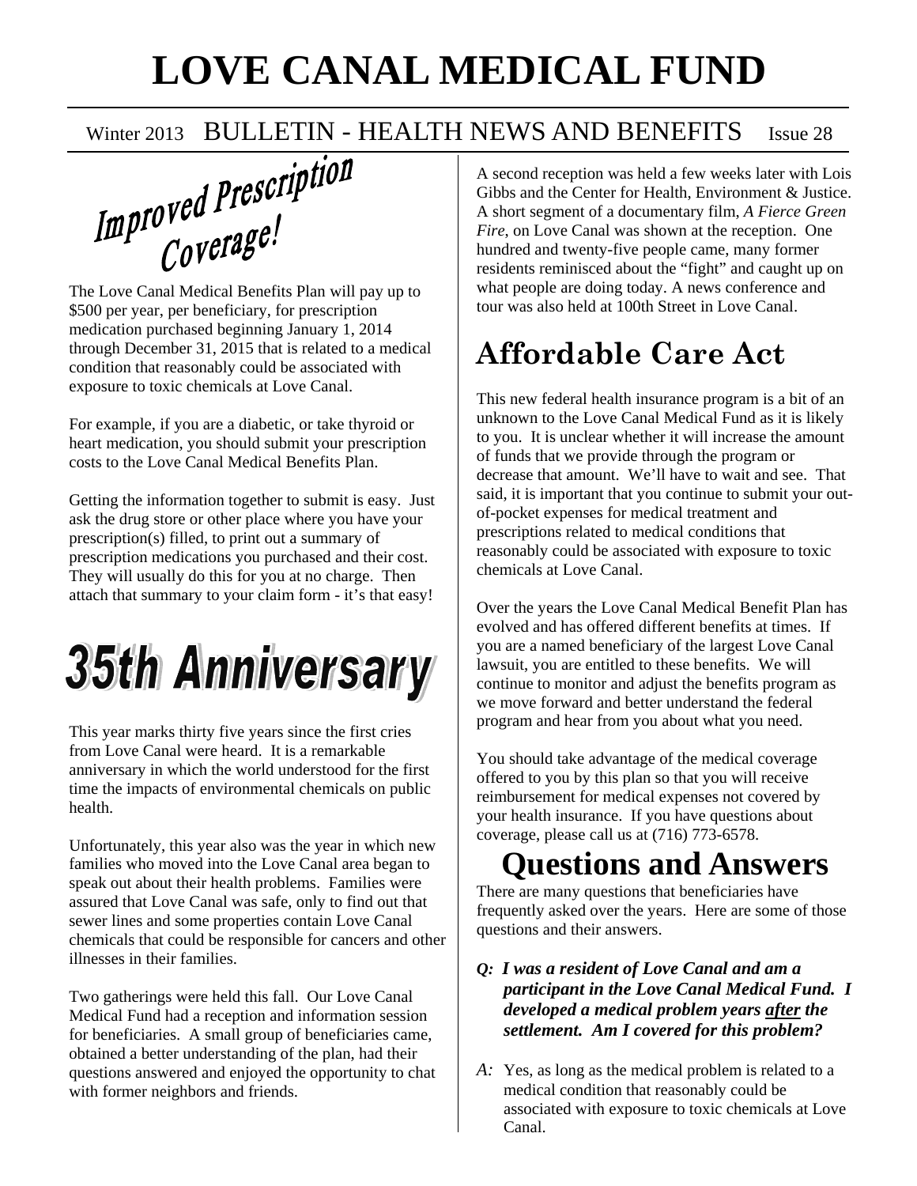# LOVE CANAL MEDICAL FUND

Winter 2013 BULLETIN - HEALTH NEWS AND BENEFITS Issue 28

## Improved Prescription Coverage!

The Love Canal Medical Benefits Plan will pay up to $500 per year, per beneficiary, for prescription medication purchased beginning January 1, 2014 through December 31, 2015 that is related to a medical condition that reasonably could be associated with exposure to toxic chemicals at Love Canal.

For example, if you are a diabetic, or take thyroid or heart medication, you should submit your prescription costs to the Love Canal Medical Benefits Plan.

Getting the information together to submit is easy. Just ask the drug store or other place where you have your prescription(s) filled, to print out a summary of prescription medications you purchased and their cost. They will usually do this for you at no charge. Then attach that summary to your claim form - it's that easy!

## 35th Anniversary

This year marks thirty five years since the first cries from Love Canal were heard. It is a remarkable anniversary in which the world understood for the first time the impacts of environmental chemicals on public health.

Unfortunately, this year also was the year in which new families who moved into the Love Canal area began to speak out about their health problems. Families were assured that Love Canal was safe, only to find out that sewer lines and some properties contain Love Canal chemicals that could be responsible for cancers and other illnesses in their families.

Two gatherings were held this fall. Our Love Canal Medical Fund had a reception and information session for beneficiaries. A small group of beneficiaries came, obtained a better understanding of the plan, had their questions answered and enjoyed the opportunity to chat with former neighbors and friends.

A second reception was held a few weeks later with Lois Gibbs and the Center for Health, Environment & Justice. A short segment of a documentary film, *A Fierce Green Fire*, on Love Canal was shown at the reception. One hundred and twenty-five people came, many former residents reminisced about the "fight" and caught up on what people are doing today. A news conference and tour was also held at 100th Street in Love Canal.

## Affordable Care Act

This new federal health insurance program is a bit of an unknown to the Love Canal Medical Fund as it is likely to you. It is unclear whether it will increase the amount of funds that we provide through the program or decrease that amount. We'll have to wait and see. That said, it is important that you continue to submit your out-of-pocket expenses for medical treatment and prescriptions related to medical conditions that reasonably could be associated with exposure to toxic chemicals at Love Canal.

Over the years the Love Canal Medical Benefit Plan has evolved and has offered different benefits at times. If you are a named beneficiary of the largest Love Canal lawsuit, you are entitled to these benefits. We will continue to monitor and adjust the benefits program as we move forward and better understand the federal program and hear from you about what you need.

You should take advantage of the medical coverage offered to you by this plan so that you will receive reimbursement for medical expenses not covered by your health insurance. If you have questions about coverage, please call us at (716) 773-6578.

## Questions and Answers

There are many questions that beneficiaries have frequently asked over the years. Here are some of those questions and their answers.

***Q:* *I was a resident of Love Canal and am a participant in the Love Canal Medical Fund. I developed a medical problem years after the settlement. Am I covered for this problem?***

*A:* Yes, as long as the medical problem is related to a medical condition that reasonably could be associated with exposure to toxic chemicals at Love Canal.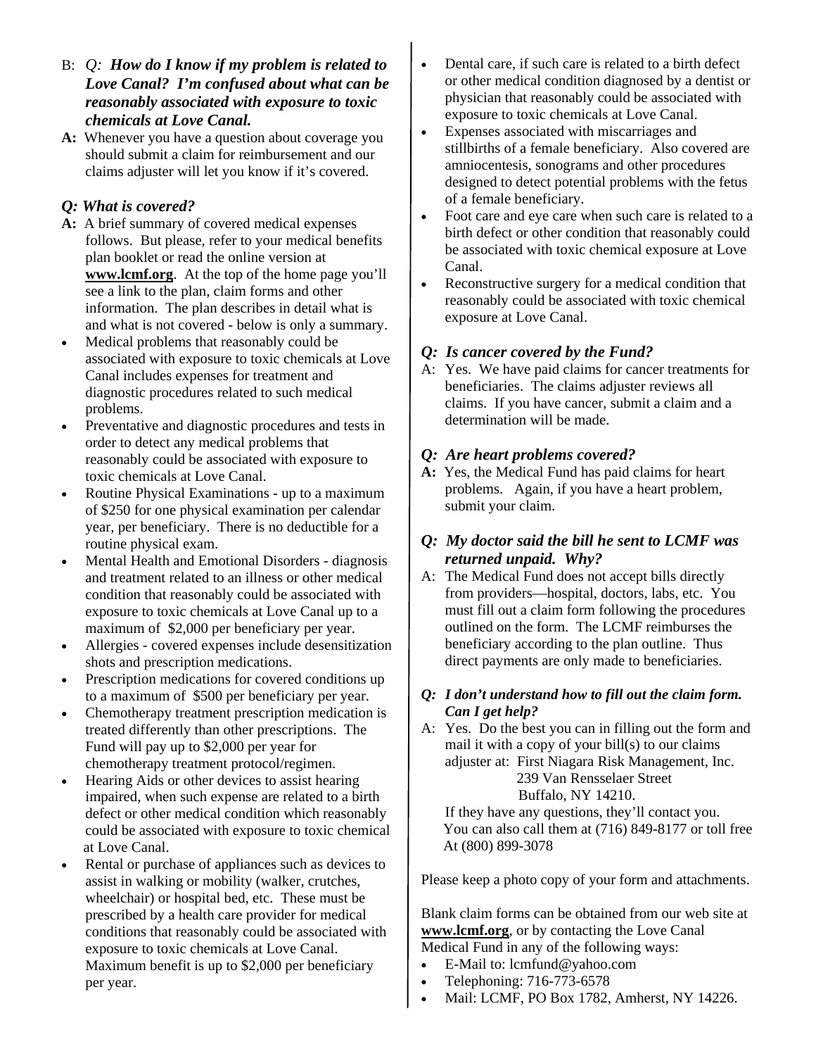B: ***Q:*** ***How do I know if my problem is related to Love Canal? I'm confused about what can be reasonably associated with exposure to toxic chemicals at Love Canal.***

**A:** Whenever you have a question about coverage you should submit a claim for reimbursement and our claims adjuster will let you know if it's covered.

### *Q: What is covered?*

**A:** A brief summary of covered medical expenses follows. But please, refer to your medical benefits plan booklet or read the online version at **www.lcmf.org**. At the top of the home page you'll see a link to the plan, claim forms and other information. The plan describes in detail what is and what is not covered - below is only a summary.

- Medical problems that reasonably could be associated with exposure to toxic chemicals at Love Canal includes expenses for treatment and diagnostic procedures related to such medical problems.
- Preventative and diagnostic procedures and tests in order to detect any medical problems that reasonably could be associated with exposure to toxic chemicals at Love Canal.
- Routine Physical Examinations - up to a maximum of $250 for one physical examination per calendar year, per beneficiary. There is no deductible for a routine physical exam.
- Mental Health and Emotional Disorders - diagnosis and treatment related to an illness or other medical condition that reasonably could be associated with exposure to toxic chemicals at Love Canal up to a maximum of $2,000 per beneficiary per year.
- Allergies - covered expenses include desensitization shots and prescription medications.
- Prescription medications for covered conditions up to a maximum of $500 per beneficiary per year.
- Chemotherapy treatment prescription medication is treated differently than other prescriptions. The Fund will pay up to $2,000 per year for chemotherapy treatment protocol/regimen.
- Hearing Aids or other devices to assist hearing impaired, when such expense are related to a birth defect or other medical condition which reasonably could be associated with exposure to toxic chemical at Love Canal.
- Rental or purchase of appliances such as devices to assist in walking or mobility (walker, crutches, wheelchair) or hospital bed, etc. These must be prescribed by a health care provider for medical conditions that reasonably could be associated with exposure to toxic chemicals at Love Canal. Maximum benefit is up to $2,000 per beneficiary per year.
- Dental care, if such care is related to a birth defect or other medical condition diagnosed by a dentist or physician that reasonably could be associated with exposure to toxic chemicals at Love Canal.
- Expenses associated with miscarriages and stillbirths of a female beneficiary. Also covered are amniocentesis, sonograms and other procedures designed to detect potential problems with the fetus of a female beneficiary.
- Foot care and eye care when such care is related to a birth defect or other condition that reasonably could be associated with toxic chemical exposure at Love Canal.
- Reconstructive surgery for a medical condition that reasonably could be associated with toxic chemical exposure at Love Canal.

### *Q: Is cancer covered by the Fund?*

A: Yes. We have paid claims for cancer treatments for beneficiaries. The claims adjuster reviews all claims. If you have cancer, submit a claim and a determination will be made.

### *Q: Are heart problems covered?*

**A:** Yes, the Medical Fund has paid claims for heart problems. Again, if you have a heart problem, submit your claim.

### *Q: My doctor said the bill he sent to LCMF was returned unpaid. Why?*

A: The Medical Fund does not accept bills directly from providers—hospital, doctors, labs, etc. You must fill out a claim form following the procedures outlined on the form. The LCMF reimburses the beneficiary according to the plan outline. Thus direct payments are only made to beneficiaries.

### *Q: I don't understand how to fill out the claim form. Can I get help?*

A: Yes. Do the best you can in filling out the form and mail it with a copy of your bill(s) to our claims adjuster at: First Niagara Risk Management, Inc.
239 Van Rensselaer Street
Buffalo, NY 14210.
If they have any questions, they'll contact you. You can also call them at (716) 849-8177 or toll free At (800) 899-3078

Please keep a photo copy of your form and attachments.

Blank claim forms can be obtained from our web site at **www.lcmf.org**, or by contacting the Love Canal Medical Fund in any of the following ways:

- E-Mail to: lcmfund@yahoo.com
- Telephoning: 716-773-6578
- Mail: LCMF, PO Box 1782, Amherst, NY 14226.